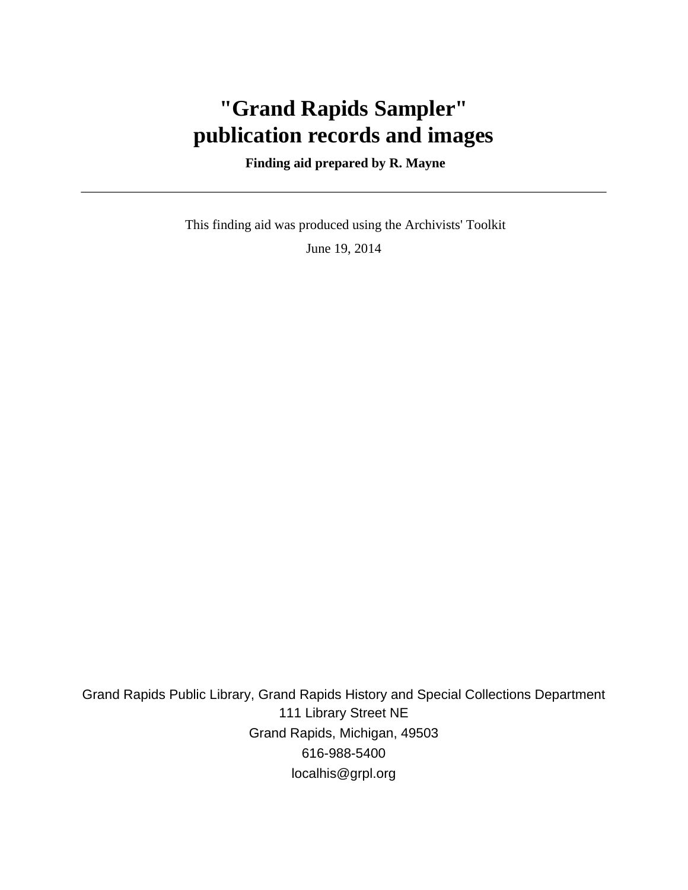# "Grand Rapids Sampler" publication records and images

**Finding aid prepared by R. Mayne**

---

This finding aid was produced using the Archivists' Toolkit

June 19, 2014

Grand Rapids Public Library, Grand Rapids History and Special Collections Department
111 Library Street NE
Grand Rapids, Michigan, 49503
616-988-5400
localhis@grpl.org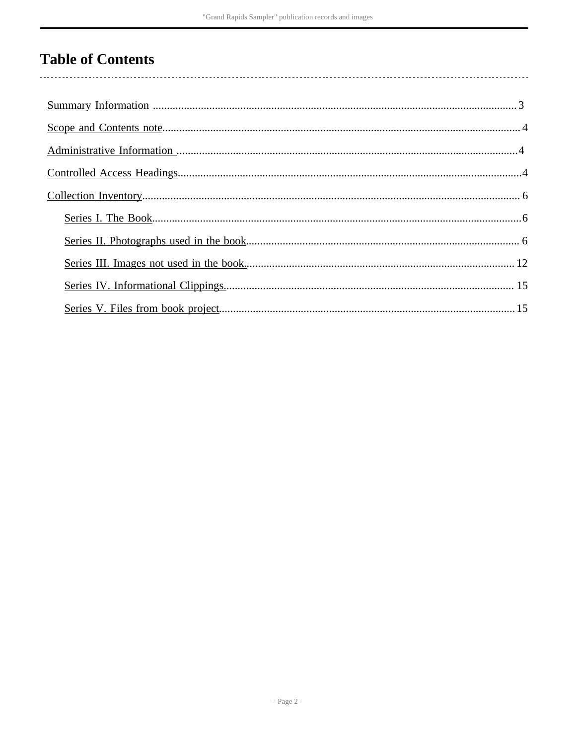# Table of Contents

- Summary Information ..... 3
- Scope and Contents note ..... 4
- Administrative Information ..... 4
- Controlled Access Headings ..... 4
- Collection Inventory ..... 6
  - Series I. The Book ..... 6
  - Series II. Photographs used in the book ..... 6
  - Series III. Images not used in the book. ..... 12
  - Series IV. Informational Clippings. ..... 15
  - Series V. Files from book project ..... 15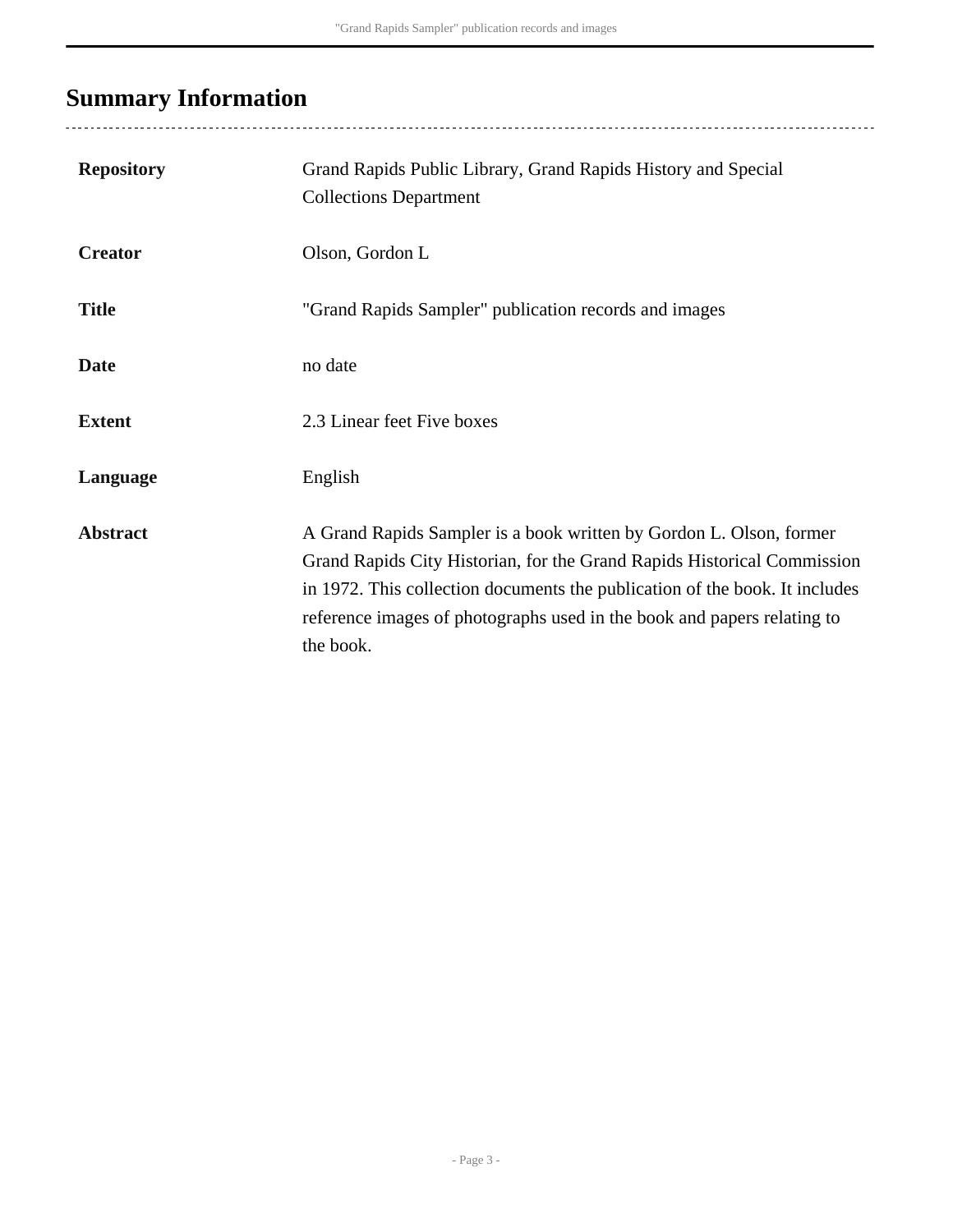## Summary Information

| | |
|---|---|
| **Repository** | Grand Rapids Public Library, Grand Rapids History and Special Collections Department |
| **Creator** | Olson, Gordon L |
| **Title** | "Grand Rapids Sampler" publication records and images |
| **Date** | no date |
| **Extent** | 2.3 Linear feet Five boxes |
| **Language** | English |
| **Abstract** | A Grand Rapids Sampler is a book written by Gordon L. Olson, former Grand Rapids City Historian, for the Grand Rapids Historical Commission in 1972. This collection documents the publication of the book. It includes reference images of photographs used in the book and papers relating to the book. |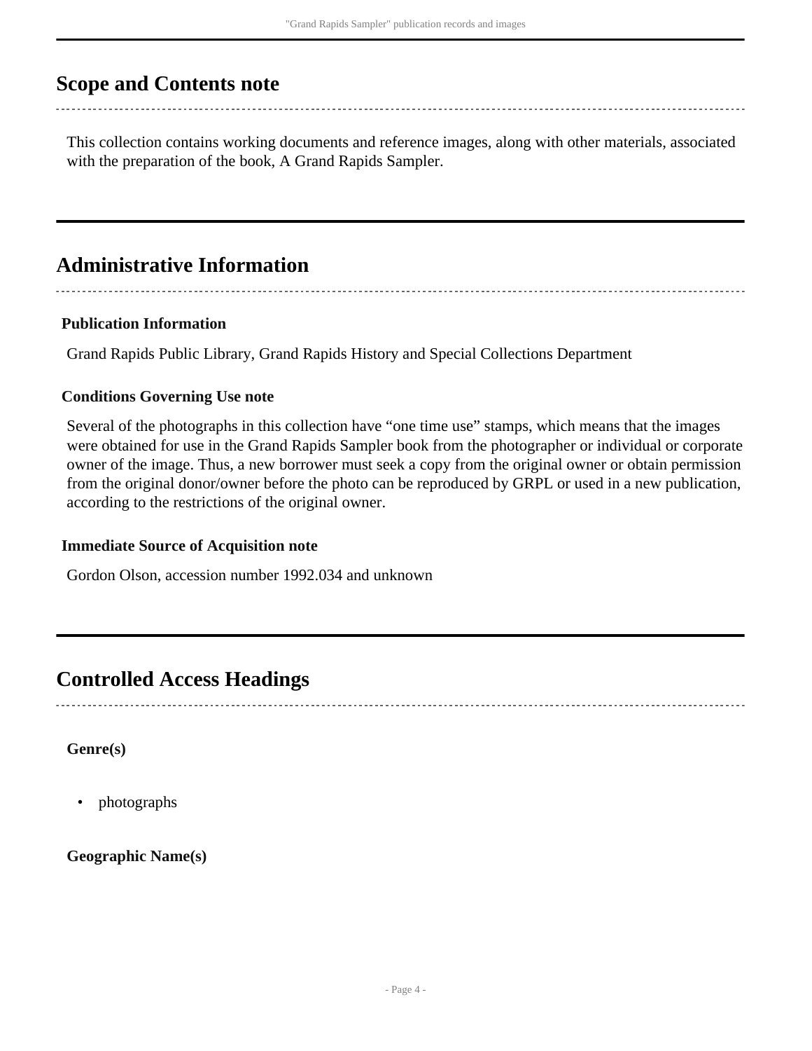## Scope and Contents note

This collection contains working documents and reference images, along with other materials, associated with the preparation of the book, A Grand Rapids Sampler.

## Administrative Information

### Publication Information

Grand Rapids Public Library, Grand Rapids History and Special Collections Department

### Conditions Governing Use note

Several of the photographs in this collection have “one time use” stamps, which means that the images were obtained for use in the Grand Rapids Sampler book from the photographer or individual or corporate owner of the image. Thus, a new borrower must seek a copy from the original owner or obtain permission from the original donor/owner before the photo can be reproduced by GRPL or used in a new publication, according to the restrictions of the original owner.

### Immediate Source of Acquisition note

Gordon Olson, accession number 1992.034 and unknown

## Controlled Access Headings

**Genre(s)**

- photographs

**Geographic Name(s)**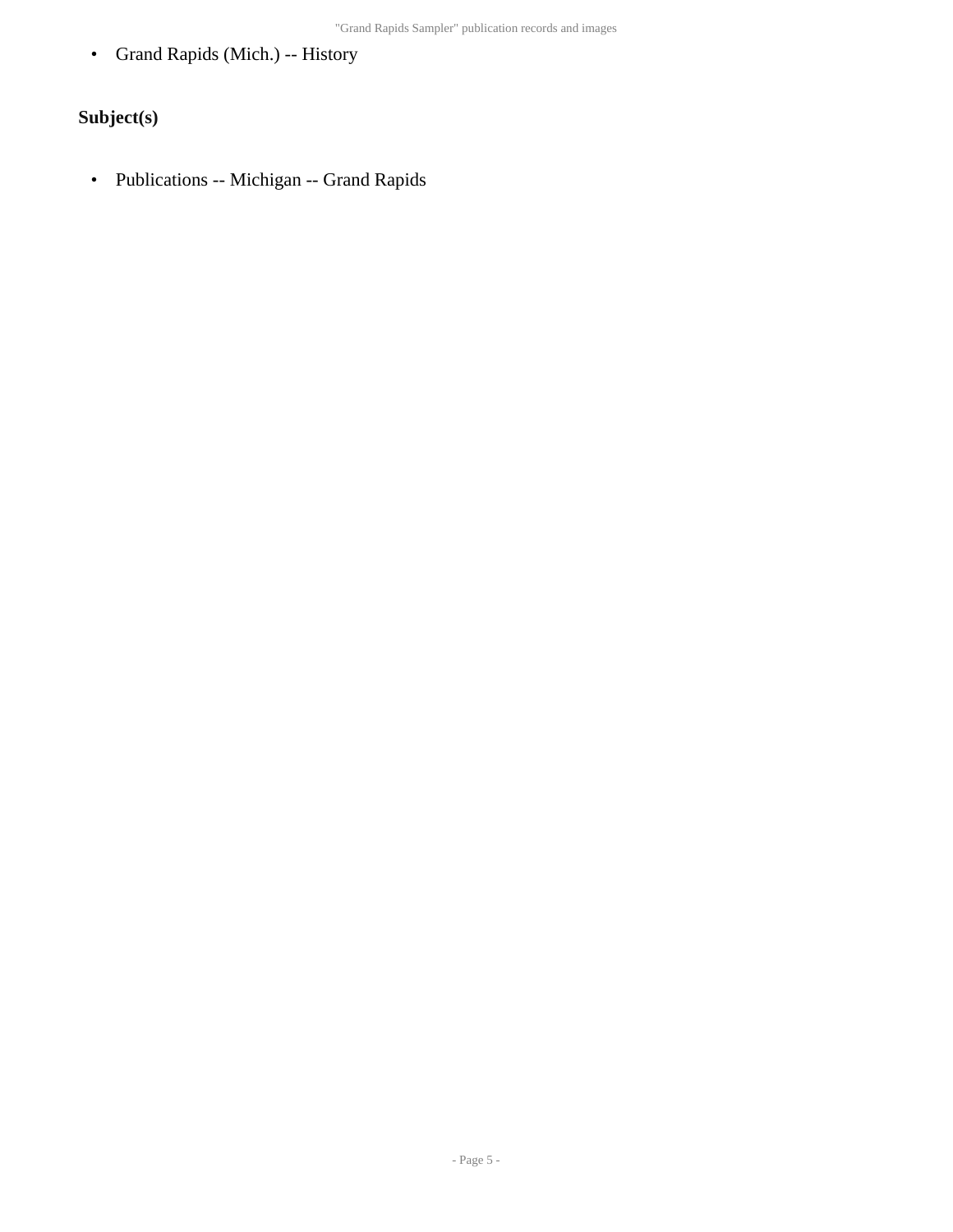- Grand Rapids (Mich.) -- History

## Subject(s)

- Publications -- Michigan -- Grand Rapids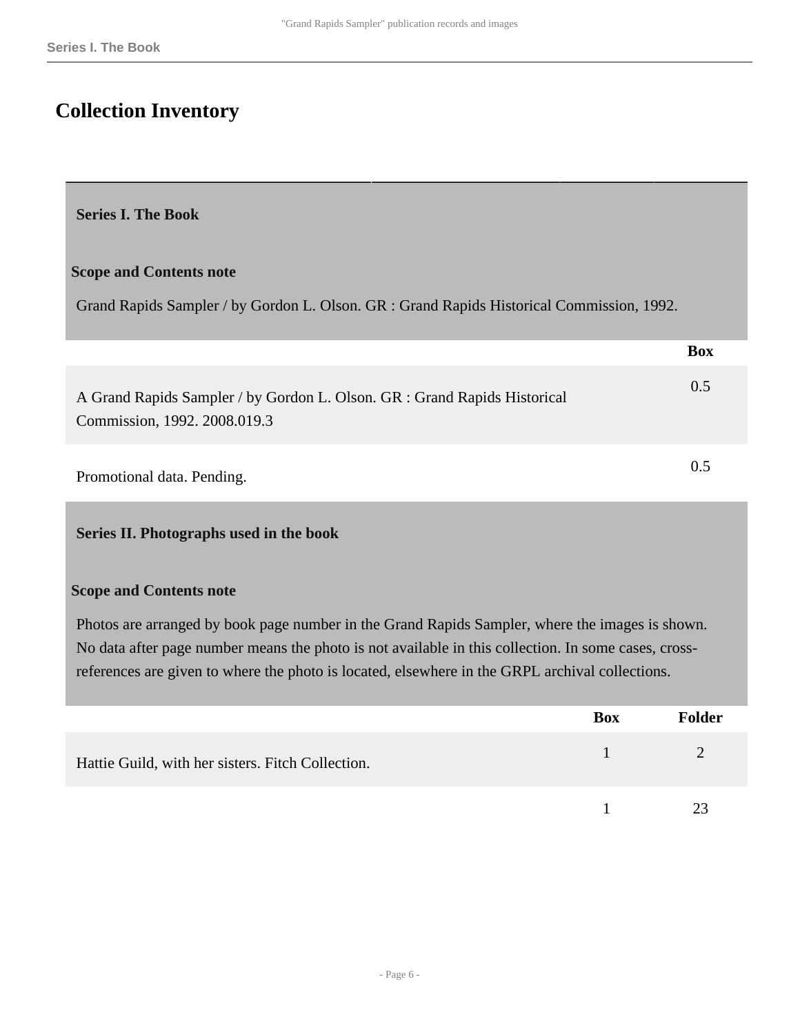# Collection Inventory

### Series I. The Book

**Scope and Contents note**

Grand Rapids Sampler / by Gordon L. Olson. GR : Grand Rapids Historical Commission, 1992.

| | Box |
|---|---|
| A Grand Rapids Sampler / by Gordon L. Olson. GR : Grand Rapids Historical Commission, 1992. 2008.019.3 | 0.5 |
| Promotional data. Pending. | 0.5 |

### Series II. Photographs used in the book

**Scope and Contents note**

Photos are arranged by book page number in the Grand Rapids Sampler, where the images is shown. No data after page number means the photo is not available in this collection. In some cases, cross-references are given to where the photo is located, elsewhere in the GRPL archival collections.

| | Box | Folder |
|---|---|---|
| Hattie Guild, with her sisters. Fitch Collection. | 1 | 2 |
| | 1 | 23 |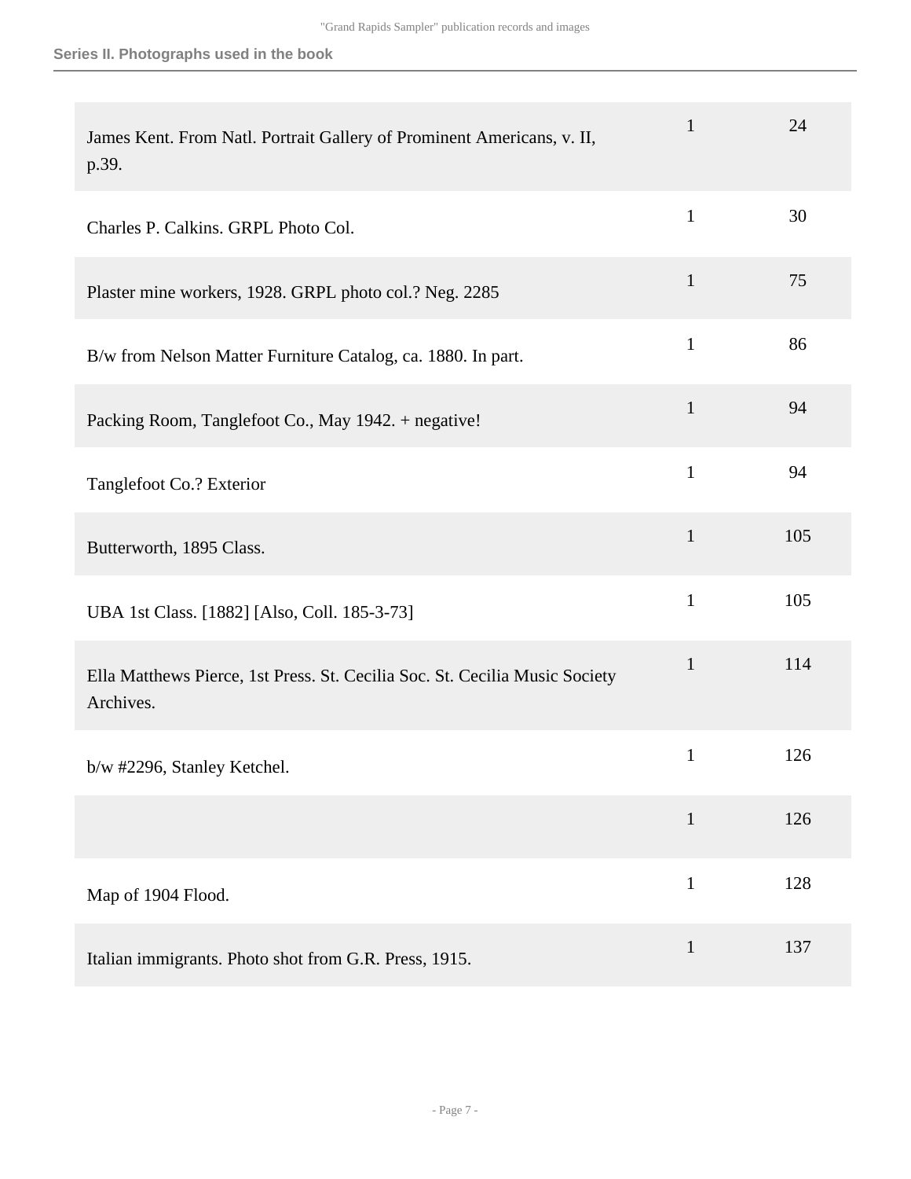| | | |
|---|---|---|
| James Kent. From Natl. Portrait Gallery of Prominent Americans, v. II, p.39. | 1 | 24 |
| Charles P. Calkins. GRPL Photo Col. | 1 | 30 |
| Plaster mine workers, 1928. GRPL photo col.? Neg. 2285 | 1 | 75 |
| B/w from Nelson Matter Furniture Catalog, ca. 1880. In part. | 1 | 86 |
| Packing Room, Tanglefoot Co., May 1942. + negative! | 1 | 94 |
| Tanglefoot Co.? Exterior | 1 | 94 |
| Butterworth, 1895 Class. | 1 | 105 |
| UBA 1st Class. [1882] [Also, Coll. 185-3-73] | 1 | 105 |
| Ella Matthews Pierce, 1st Press. St. Cecilia Soc. St. Cecilia Music Society Archives. | 1 | 114 |
| b/w #2296, Stanley Ketchel. | 1 | 126 |
| | 1 | 126 |
| Map of 1904 Flood. | 1 | 128 |
| Italian immigrants. Photo shot from G.R. Press, 1915. | 1 | 137 |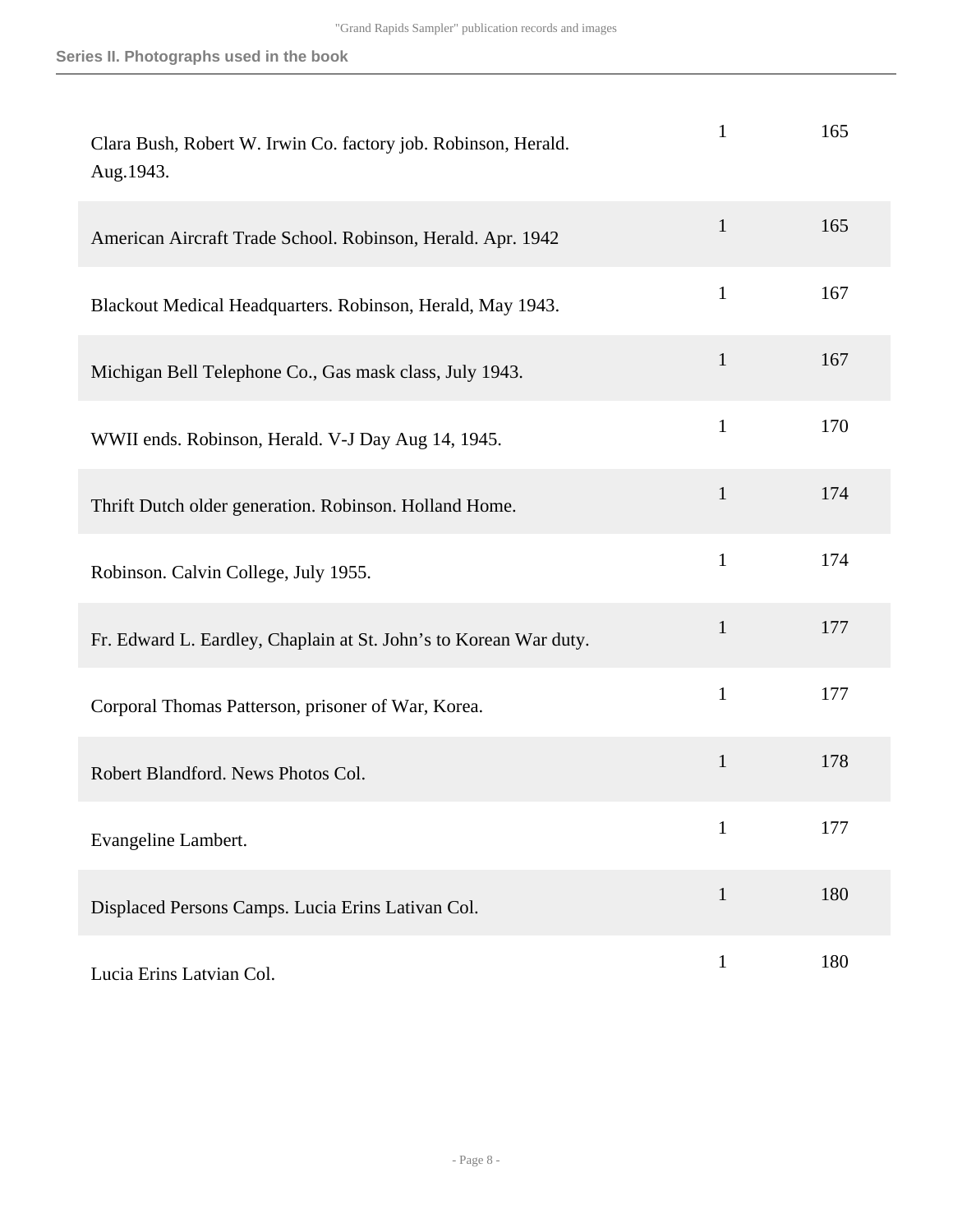| | | |
|---|---|---|
| Clara Bush, Robert W. Irwin Co. factory job. Robinson, Herald. Aug.1943. | 1 | 165 |
| American Aircraft Trade School. Robinson, Herald. Apr. 1942 | 1 | 165 |
| Blackout Medical Headquarters. Robinson, Herald, May 1943. | 1 | 167 |
| Michigan Bell Telephone Co., Gas mask class, July 1943. | 1 | 167 |
| WWII ends. Robinson, Herald. V-J Day Aug 14, 1945. | 1 | 170 |
| Thrift Dutch older generation. Robinson. Holland Home. | 1 | 174 |
| Robinson. Calvin College, July 1955. | 1 | 174 |
| Fr. Edward L. Eardley, Chaplain at St. John's to Korean War duty. | 1 | 177 |
| Corporal Thomas Patterson, prisoner of War, Korea. | 1 | 177 |
| Robert Blandford. News Photos Col. | 1 | 178 |
| Evangeline Lambert. | 1 | 177 |
| Displaced Persons Camps. Lucia Erins Lativan Col. | 1 | 180 |
| Lucia Erins Latvian Col. | 1 | 180 |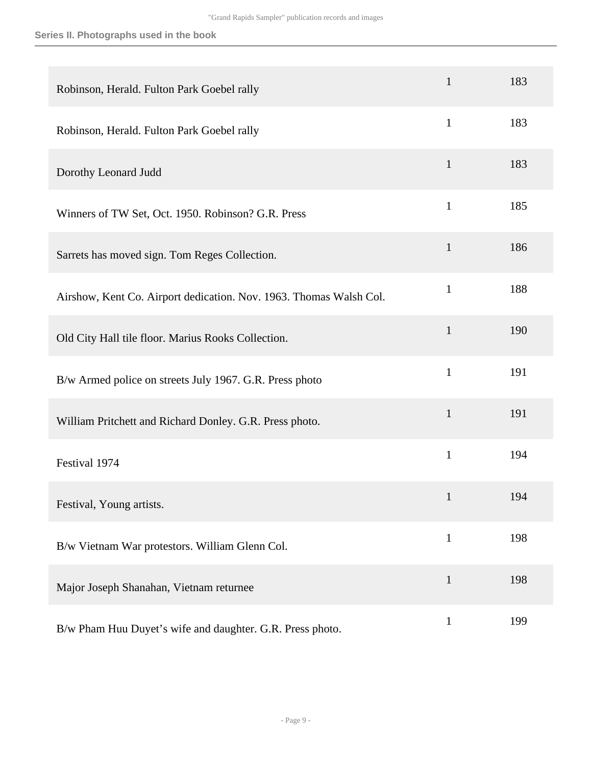## Series II. Photographs used in the book

| | | |
|---|---|---|
| Robinson, Herald. Fulton Park Goebel rally | 1 | 183 |
| Robinson, Herald. Fulton Park Goebel rally | 1 | 183 |
| Dorothy Leonard Judd | 1 | 183 |
| Winners of TW Set, Oct. 1950. Robinson? G.R. Press | 1 | 185 |
| Sarrets has moved sign. Tom Reges Collection. | 1 | 186 |
| Airshow, Kent Co. Airport dedication. Nov. 1963. Thomas Walsh Col. | 1 | 188 |
| Old City Hall tile floor. Marius Rooks Collection. | 1 | 190 |
| B/w Armed police on streets July 1967. G.R. Press photo | 1 | 191 |
| William Pritchett and Richard Donley. G.R. Press photo. | 1 | 191 |
| Festival 1974 | 1 | 194 |
| Festival, Young artists. | 1 | 194 |
| B/w Vietnam War protestors. William Glenn Col. | 1 | 198 |
| Major Joseph Shanahan, Vietnam returnee | 1 | 198 |
| B/w Pham Huu Duyet's wife and daughter. G.R. Press photo. | 1 | 199 |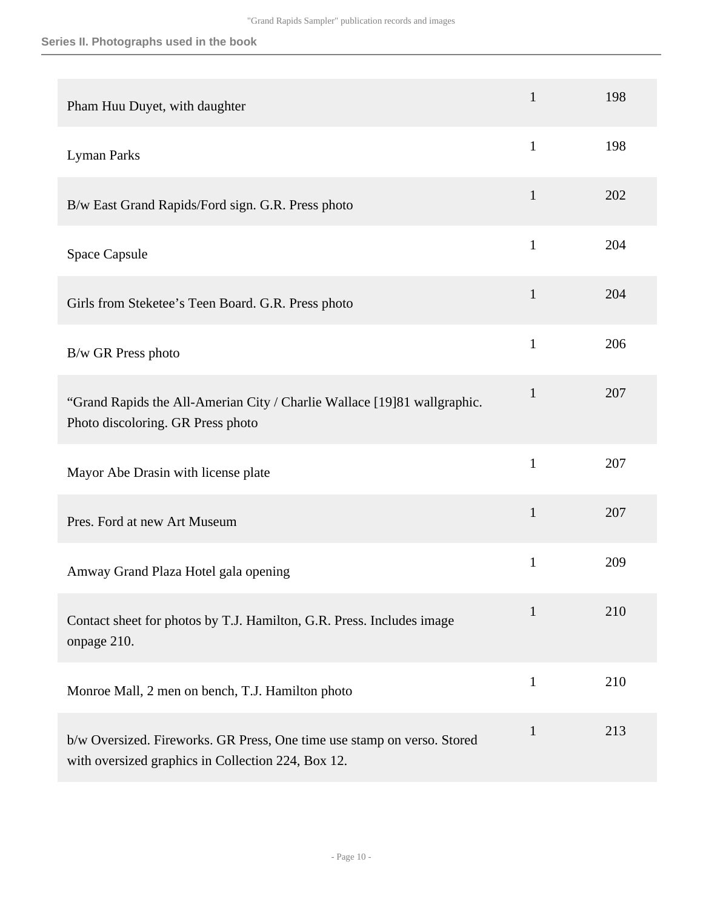### Series II. Photographs used in the book

| | | |
|---|---|---|
| Pham Huu Duyet, with daughter | 1 | 198 |
| Lyman Parks | 1 | 198 |
| B/w East Grand Rapids/Ford sign. G.R. Press photo | 1 | 202 |
| Space Capsule | 1 | 204 |
| Girls from Steketee's Teen Board. G.R. Press photo | 1 | 204 |
| B/w GR Press photo | 1 | 206 |
| "Grand Rapids the All-Amerian City / Charlie Wallace [19]81 wallgraphic. Photo discoloring. GR Press photo | 1 | 207 |
| Mayor Abe Drasin with license plate | 1 | 207 |
| Pres. Ford at new Art Museum | 1 | 207 |
| Amway Grand Plaza Hotel gala opening | 1 | 209 |
| Contact sheet for photos by T.J. Hamilton, G.R. Press. Includes image onpage 210. | 1 | 210 |
| Monroe Mall, 2 men on bench, T.J. Hamilton photo | 1 | 210 |
| b/w Oversized. Fireworks. GR Press, One time use stamp on verso. Stored with oversized graphics in Collection 224, Box 12. | 1 | 213 |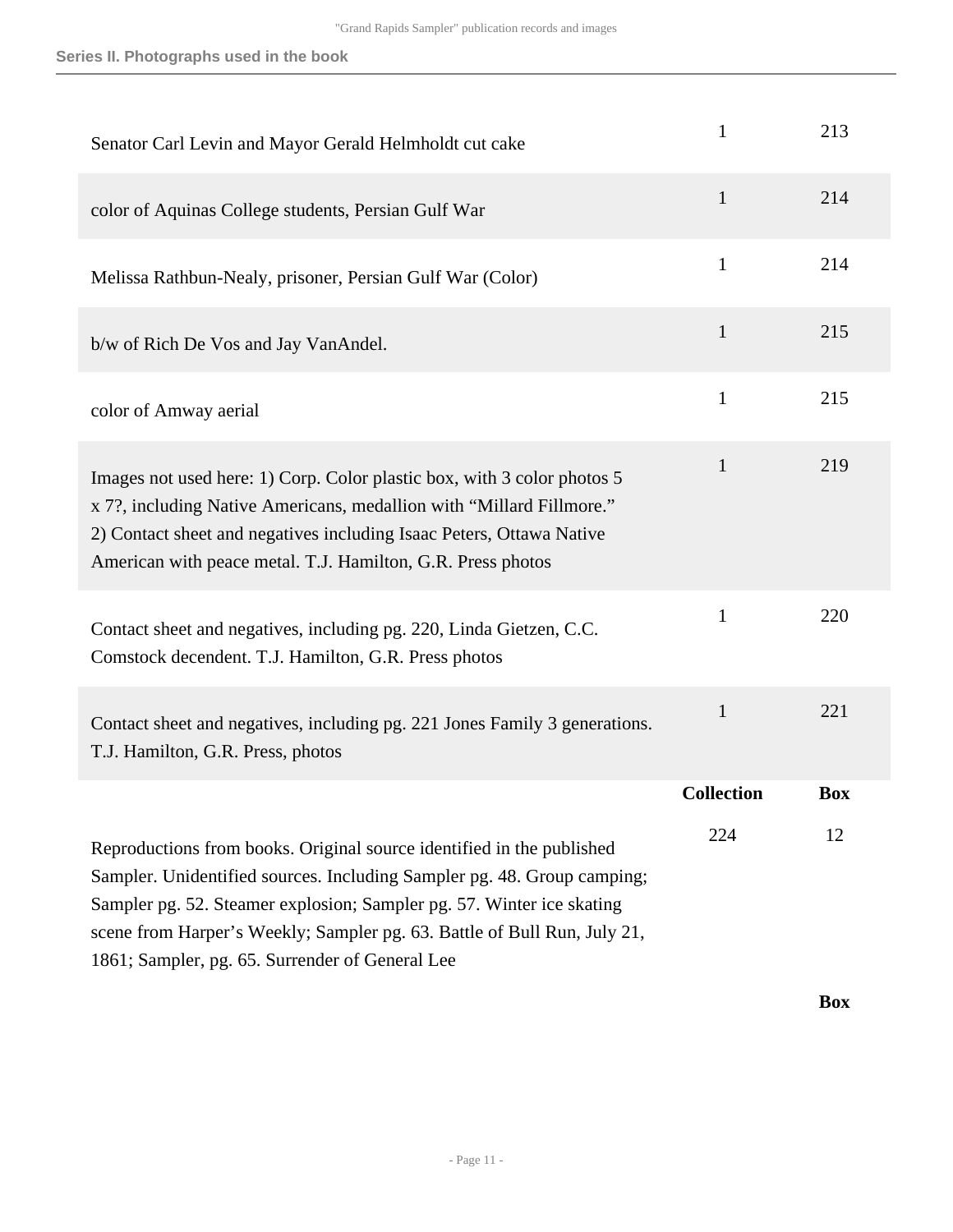| | | |
|---|---|---|
| Senator Carl Levin and Mayor Gerald Helmholdt cut cake | 1 | 213 |
| color of Aquinas College students, Persian Gulf War | 1 | 214 |
| Melissa Rathbun-Nealy, prisoner, Persian Gulf War (Color) | 1 | 214 |
| b/w of Rich De Vos and Jay VanAndel. | 1 | 215 |
| color of Amway aerial | 1 | 215 |
| Images not used here: 1) Corp. Color plastic box, with 3 color photos 5 x 7?, including Native Americans, medallion with "Millard Fillmore." 2) Contact sheet and negatives including Isaac Peters, Ottawa Native American with peace metal. T.J. Hamilton, G.R. Press photos | 1 | 219 |
| Contact sheet and negatives, including pg. 220, Linda Gietzen, C.C. Comstock decendent. T.J. Hamilton, G.R. Press photos | 1 | 220 |
| Contact sheet and negatives, including pg. 221 Jones Family 3 generations. T.J. Hamilton, G.R. Press, photos | 1 | 221 |

| | Collection | Box |
|---|---|---|
| Reproductions from books. Original source identified in the published Sampler. Unidentified sources. Including Sampler pg. 48. Group camping; Sampler pg. 52. Steamer explosion; Sampler pg. 57. Winter ice skating scene from Harper's Weekly; Sampler pg. 63. Battle of Bull Run, July 21, 1861; Sampler, pg. 65. Surrender of General Lee | 224 | 12 |

**Box**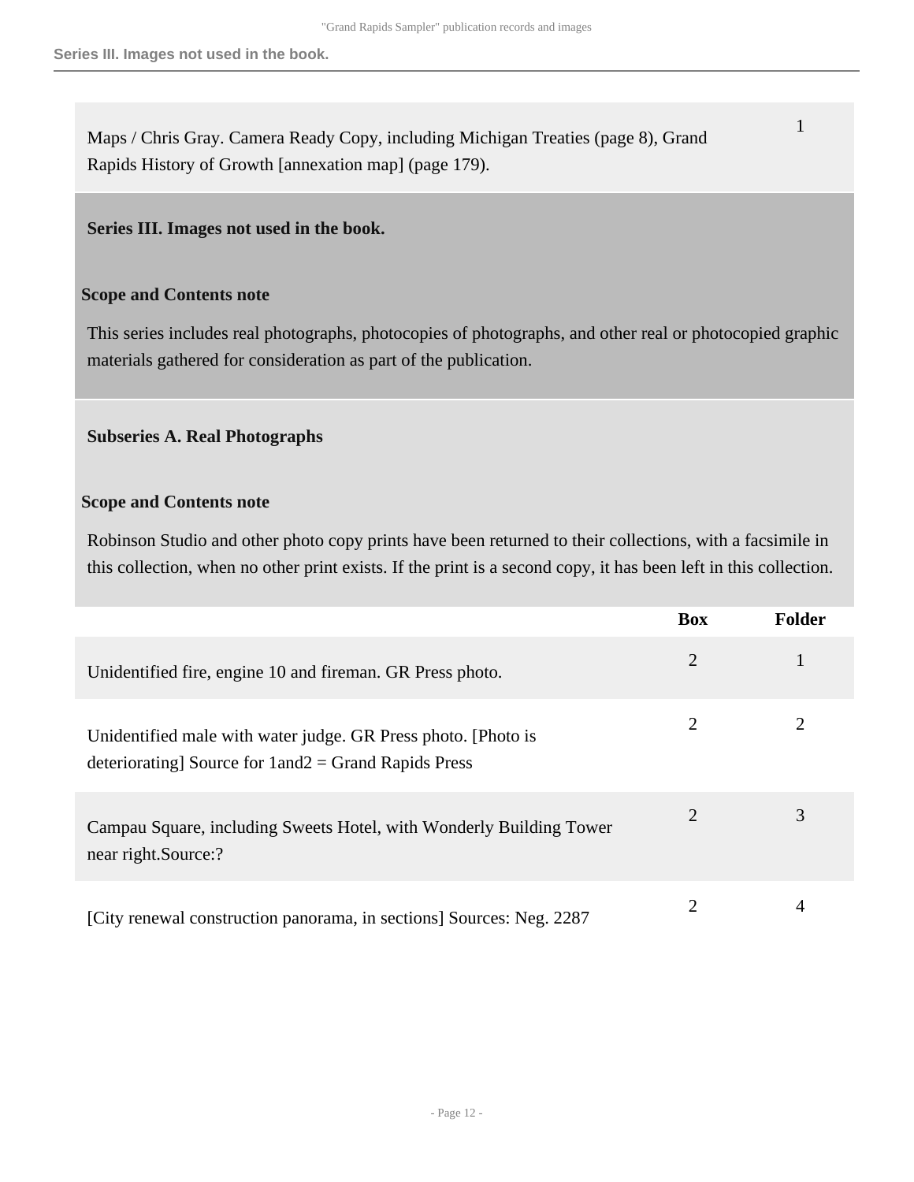| | |
|---|---|
| Maps / Chris Gray. Camera Ready Copy, including Michigan Treaties (page 8), Grand Rapids History of Growth [annexation map] (page 179). | 1 |

## Series III. Images not used in the book.

### Scope and Contents note

This series includes real photographs, photocopies of photographs, and other real or photocopied graphic materials gathered for consideration as part of the publication.

### Subseries A. Real Photographs

#### Scope and Contents note

Robinson Studio and other photo copy prints have been returned to their collections, with a facsimile in this collection, when no other print exists. If the print is a second copy, it has been left in this collection.

| | Box | Folder |
|---|---|---|
| Unidentified fire, engine 10 and fireman. GR Press photo. | 2 | 1 |
| Unidentified male with water judge. GR Press photo. [Photo is deteriorating] Source for 1and2 = Grand Rapids Press | 2 | 2 |
| Campau Square, including Sweets Hotel, with Wonderly Building Tower near right.Source:? | 2 | 3 |
| [City renewal construction panorama, in sections] Sources: Neg. 2287 | 2 | 4 |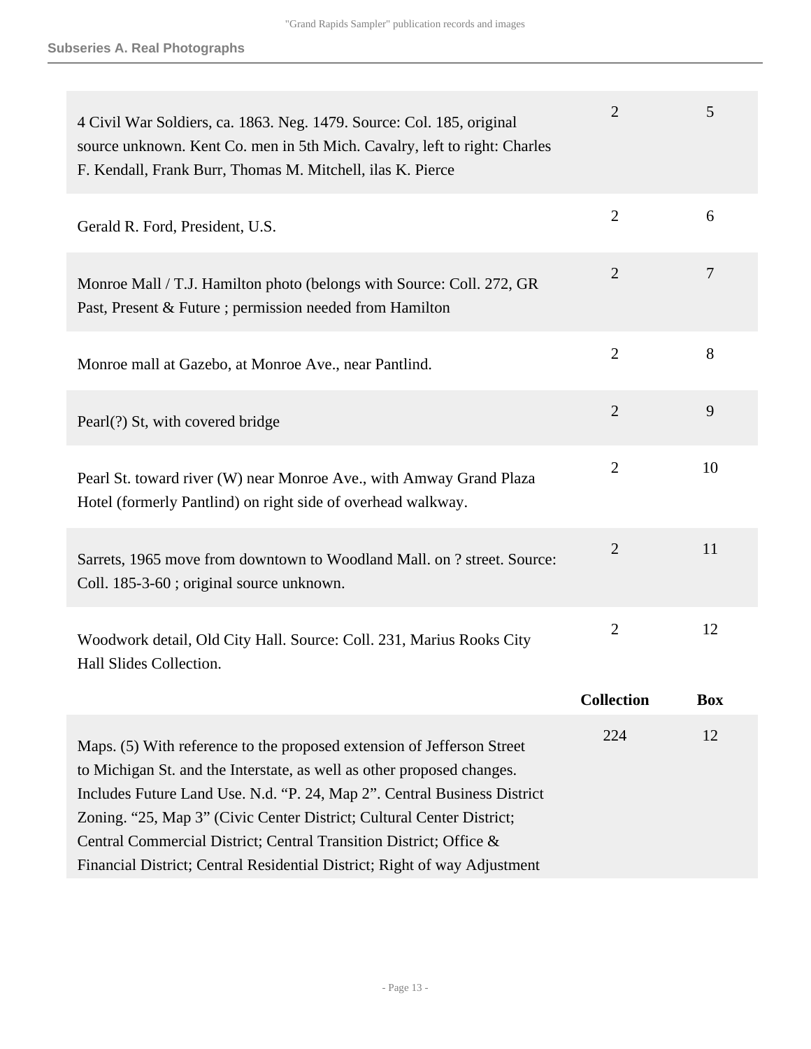## Subseries A. Real Photographs

| | | |
|---|---|---|
| 4 Civil War Soldiers, ca. 1863. Neg. 1479. Source: Col. 185, original source unknown. Kent Co. men in 5th Mich. Cavalry, left to right: Charles F. Kendall, Frank Burr, Thomas M. Mitchell, ilas K. Pierce | 2 | 5 |
| Gerald R. Ford, President, U.S. | 2 | 6 |
| Monroe Mall / T.J. Hamilton photo (belongs with Source: Coll. 272, GR Past, Present & Future ; permission needed from Hamilton | 2 | 7 |
| Monroe mall at Gazebo, at Monroe Ave., near Pantlind. | 2 | 8 |
| Pearl(?) St, with covered bridge | 2 | 9 |
| Pearl St. toward river (W) near Monroe Ave., with Amway Grand Plaza Hotel (formerly Pantlind) on right side of overhead walkway. | 2 | 10 |
| Sarrets, 1965 move from downtown to Woodland Mall. on ? street. Source: Coll. 185-3-60 ; original source unknown. | 2 | 11 |
| Woodwork detail, Old City Hall. Source: Coll. 231, Marius Rooks City Hall Slides Collection. | 2 | 12 |

| | Collection | Box |
|---|---|---|
| Maps. (5) With reference to the proposed extension of Jefferson Street to Michigan St. and the Interstate, as well as other proposed changes. Includes Future Land Use. N.d. “P. 24, Map 2”. Central Business District Zoning. “25, Map 3” (Civic Center District; Cultural Center District; Central Commercial District; Central Transition District; Office & Financial District; Central Residential District; Right of way Adjustment | 224 | 12 |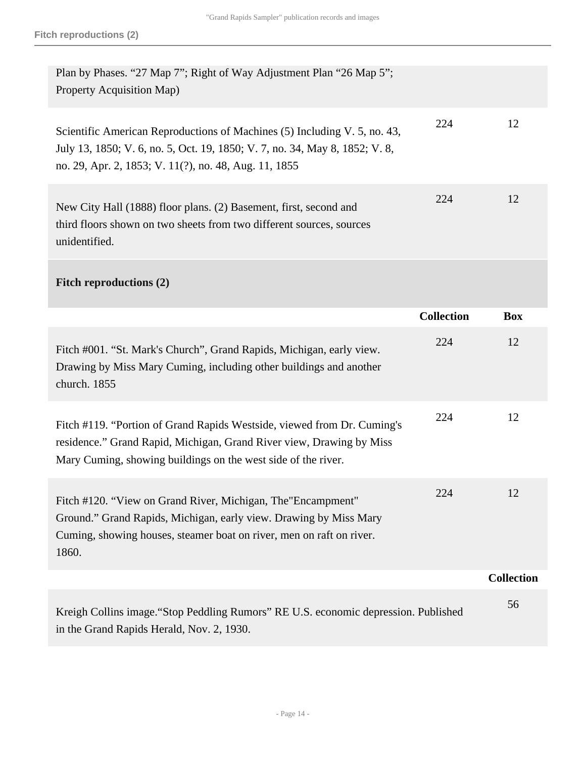| | | |
|---|---|---|
| Plan by Phases. “27 Map 7”; Right of Way Adjustment Plan “26 Map 5”; Property Acquisition Map) | | |
| Scientific American Reproductions of Machines (5) Including V. 5, no. 43, July 13, 1850; V. 6, no. 5, Oct. 19, 1850; V. 7, no. 34, May 8, 1852; V. 8, no. 29, Apr. 2, 1853; V. 11(?), no. 48, Aug. 11, 1855 | 224 | 12 |
| New City Hall (1888) floor plans. (2) Basement, first, second and third floors shown on two sheets from two different sources, sources unidentified. | 224 | 12 |

### Fitch reproductions (2)

| | Collection | Box |
|---|---|---|
| Fitch #001. “St. Mark's Church”, Grand Rapids, Michigan, early view. Drawing by Miss Mary Cuming, including other buildings and another church. 1855 | 224 | 12 |
| Fitch #119. “Portion of Grand Rapids Westside, viewed from Dr. Cuming's residence.” Grand Rapid, Michigan, Grand River view, Drawing by Miss Mary Cuming, showing buildings on the west side of the river. | 224 | 12 |
| Fitch #120. “View on Grand River, Michigan, The"Encampment" Ground.” Grand Rapids, Michigan, early view. Drawing by Miss Mary Cuming, showing houses, steamer boat on river, men on raft on river. 1860. | 224 | 12 |

| | Collection |
|---|---|
| Kreigh Collins image.“Stop Peddling Rumors” RE U.S. economic depression. Published in the Grand Rapids Herald, Nov. 2, 1930. | 56 |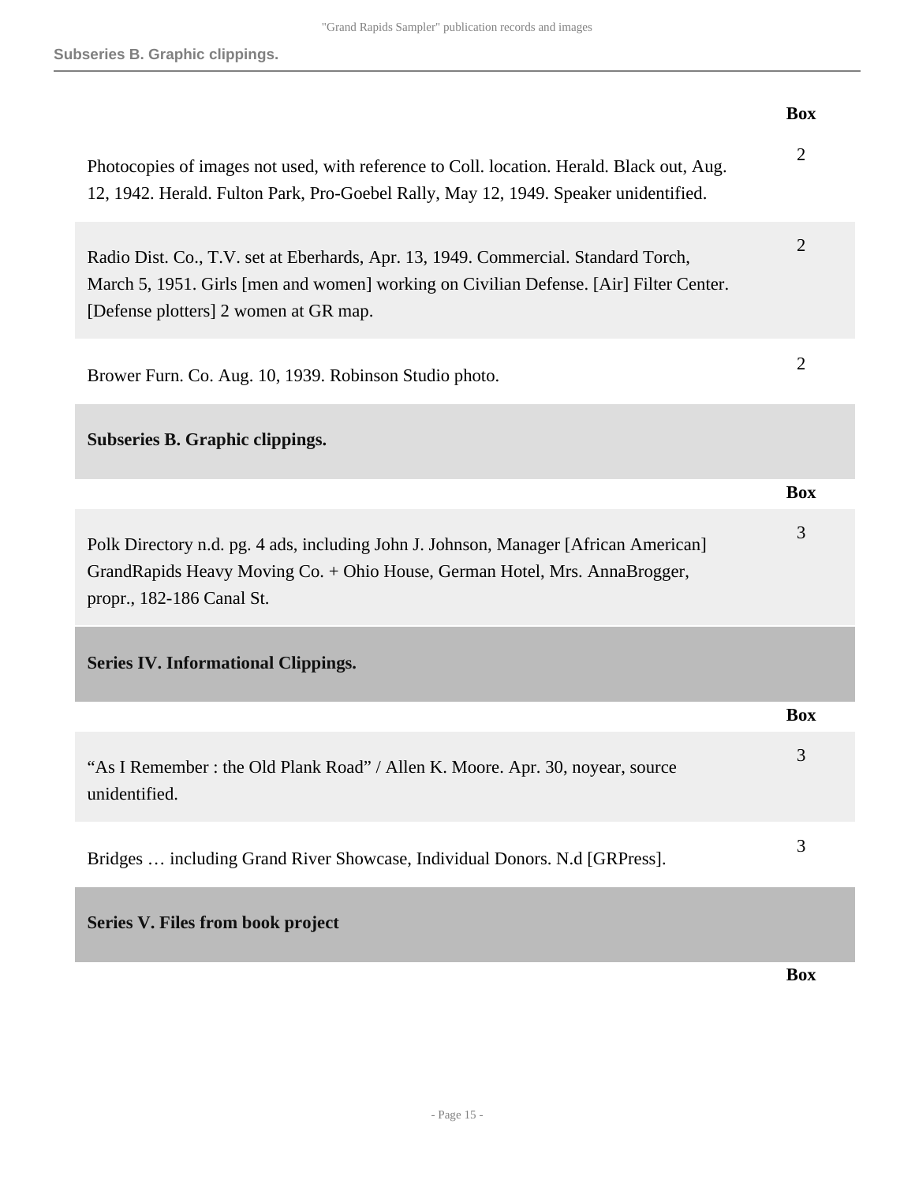| | Box |
|---|---|
| Photocopies of images not used, with reference to Coll. location. Herald. Black out, Aug. 12, 1942. Herald. Fulton Park, Pro-Goebel Rally, May 12, 1949. Speaker unidentified. | 2 |
| Radio Dist. Co., T.V. set at Eberhards, Apr. 13, 1949. Commercial. Standard Torch, March 5, 1951. Girls [men and women] working on Civilian Defense. [Air] Filter Center. [Defense plotters] 2 women at GR map. | 2 |
| Brower Furn. Co. Aug. 10, 1939. Robinson Studio photo. | 2 |

### Subseries B. Graphic clippings.

| | Box |
|---|---|
| Polk Directory n.d. pg. 4 ads, including John J. Johnson, Manager [African American] GrandRapids Heavy Moving Co. + Ohio House, German Hotel, Mrs. AnnaBrogger, propr., 182-186 Canal St. | 3 |

## Series IV. Informational Clippings.

| | Box |
|---|---|
| "As I Remember : the Old Plank Road" / Allen K. Moore. Apr. 30, noyear, source unidentified. | 3 |
| Bridges … including Grand River Showcase, Individual Donors. N.d [GRPress]. | 3 |

## Series V. Files from book project

| | Box |
|---|---|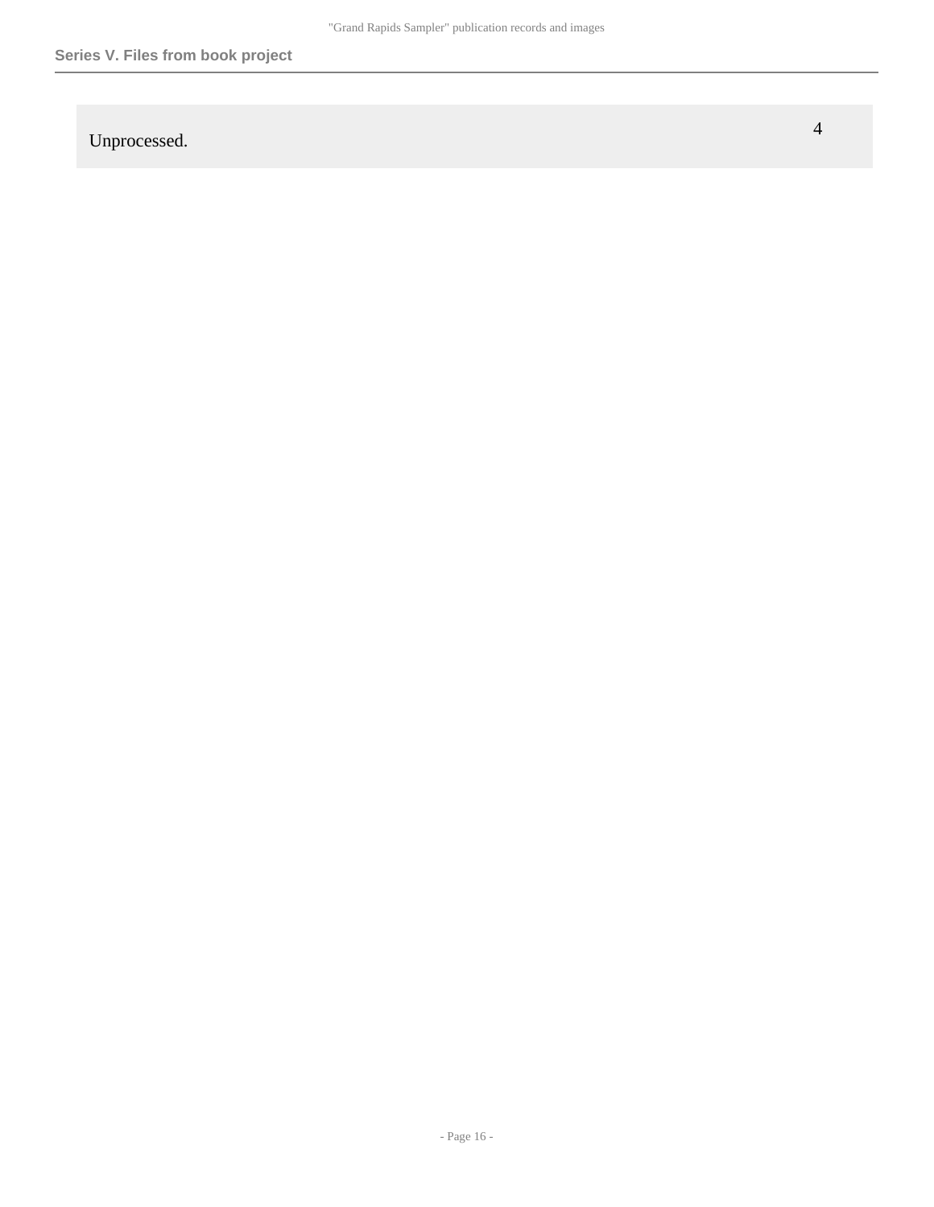## Series V. Files from book project

| | |
|---|---|
| Unprocessed. | 4 |